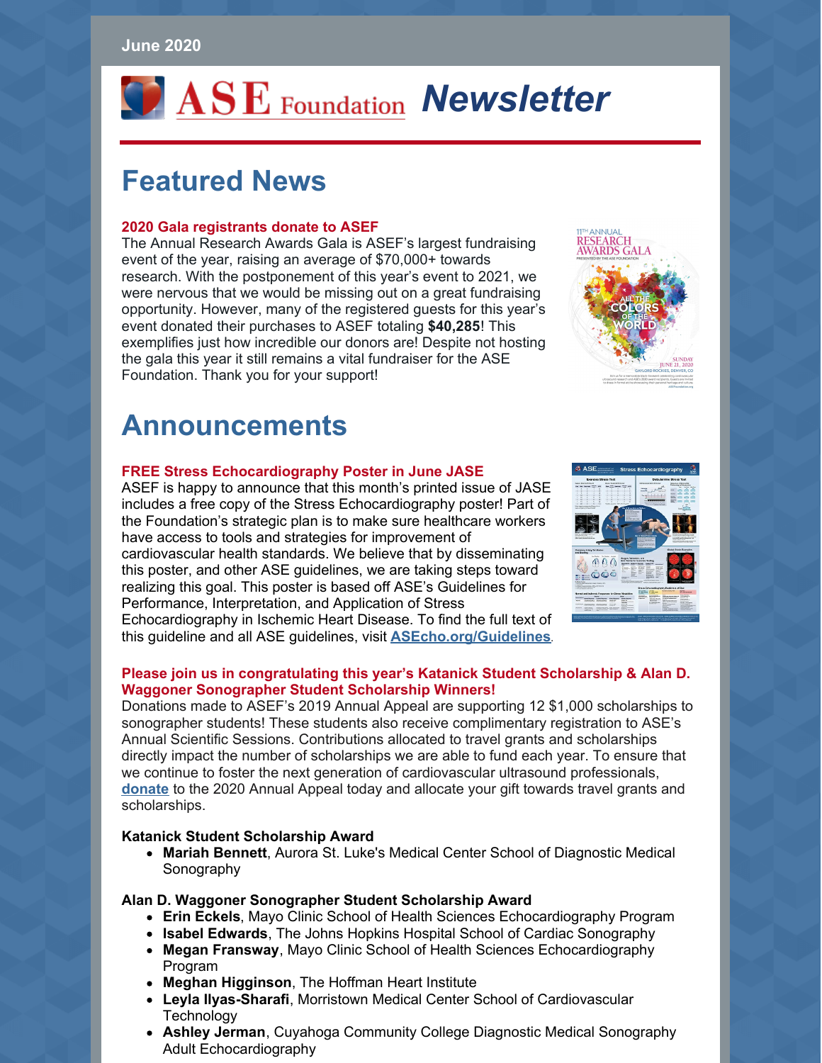June 2020

# ASE Foundation *Newsletter*

# Featured News

### 2020 Gala registrants donate to ASEF

The Annual Research Awards Gala is ASEF's largest fundraising event of the year, raising an average of $70,000+ towards research. With the postponement of this year's event to 2021, we were nervous that we would be missing out on a great fundraising opportunity. However, many of the registered guests for this year's event donated their purchases to ASEF totaling **$40,285**! This exemplifies just how incredible our donors are! Despite not hosting the gala this year it still remains a vital fundraiser for the ASE Foundation. Thank you for your support!

# Announcements

### FREE Stress Echocardiography Poster in June JASE

ASEF is happy to announce that this month's printed issue of JASE includes a free copy of the Stress Echocardiography poster! Part of the Foundation's strategic plan is to make sure healthcare workers have access to tools and strategies for improvement of cardiovascular health standards. We believe that by disseminating this poster, and other ASE guidelines, we are taking steps toward realizing this goal. This poster is based off ASE's Guidelines for Performance, Interpretation, and Application of Stress Echocardiography in Ischemic Heart Disease. To find the full text of this guideline and all ASE guidelines, visit **ASEcho.org/Guidelines**.

### Please join us in congratulating this year's Katanick Student Scholarship & Alan D. Waggoner Sonographer Student Scholarship Winners!

Donations made to ASEF's 2019 Annual Appeal are supporting 12 $1,000 scholarships to sonographer students! These students also receive complimentary registration to ASE's Annual Scientific Sessions. Contributions allocated to travel grants and scholarships directly impact the number of scholarships we are able to fund each year. To ensure that we continue to foster the next generation of cardiovascular ultrasound professionals, **donate** to the 2020 Annual Appeal today and allocate your gift towards travel grants and scholarships.

**Katanick Student Scholarship Award**

- **Mariah Bennett**, Aurora St. Luke's Medical Center School of Diagnostic Medical Sonography

**Alan D. Waggoner Sonographer Student Scholarship Award**

- **Erin Eckels**, Mayo Clinic School of Health Sciences Echocardiography Program
- **Isabel Edwards**, The Johns Hopkins Hospital School of Cardiac Sonography
- **Megan Fransway**, Mayo Clinic School of Health Sciences Echocardiography Program
- **Meghan Higginson**, The Hoffman Heart Institute
- **Leyla Ilyas-Sharafi**, Morristown Medical Center School of Cardiovascular Technology
- **Ashley Jerman**, Cuyahoga Community College Diagnostic Medical Sonography Adult Echocardiography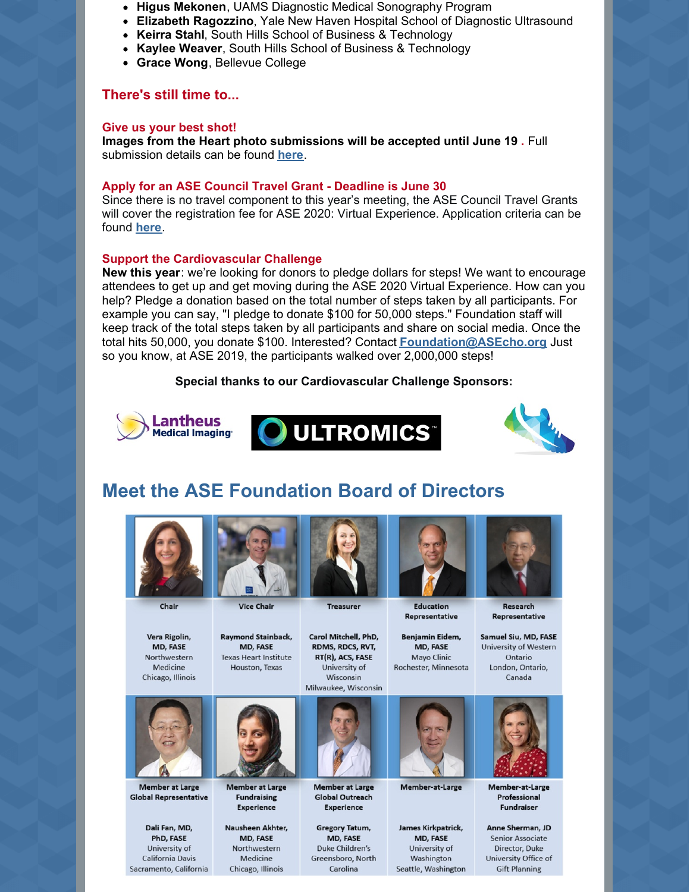- **Higus Mekonen**, UAMS Diagnostic Medical Sonography Program
- **Elizabeth Ragozzino**, Yale New Haven Hospital School of Diagnostic Ultrasound
- **Keirra Stahl**, South Hills School of Business & Technology
- **Kaylee Weaver**, South Hills School of Business & Technology
- **Grace Wong**, Bellevue College

### There's still time to...

**Give us your best shot!**

**Images from the Heart photo submissions will be accepted until June 19 .** Full submission details can be found **here**.

**Apply for an ASE Council Travel Grant - Deadline is June 30**

Since there is no travel component to this year's meeting, the ASE Council Travel Grants will cover the registration fee for ASE 2020: Virtual Experience. Application criteria can be found **here**.

**Support the Cardiovascular Challenge**

**New this year**: we're looking for donors to pledge dollars for steps! We want to encourage attendees to get up and get moving during the ASE 2020 Virtual Experience. How can you help? Pledge a donation based on the total number of steps taken by all participants. For example you can say, "I pledge to donate $100 for 50,000 steps." Foundation staff will keep track of the total steps taken by all participants and share on social media. Once the total hits 50,000, you donate $100. Interested? Contact **Foundation@ASEcho.org** Just so you know, at ASE 2019, the participants walked over 2,000,000 steps!

**Special thanks to our Cardiovascular Challenge Sponsors:**

Lantheus Medical Imaging — ULTROMICS

## Meet the ASE Foundation Board of Directors

| Chair | Vice Chair | Treasurer | Education Representative | Research Representative |
|---|---|---|---|---|
| Vera Rigolin, MD, FASE<br>Northwestern Medicine<br>Chicago, Illinois | Raymond Stainback, MD, FASE<br>Texas Heart Institute<br>Houston, Texas | Carol Mitchell, PhD, RDMS, RDCS, RVT, RT(R), ACS, FASE<br>University of Wisconsin<br>Milwaukee, Wisconsin | Benjamin Eidem, MD, FASE<br>Mayo Clinic<br>Rochester, Minnesota | Samuel Siu, MD, FASE<br>University of Western Ontario<br>London, Ontario, Canada |
| **Member at Large Global Representative** | **Member at Large Fundraising Experience** | **Member at Large Global Outreach Experience** | **Member-at-Large** | **Member-at-Large Professional Fundraiser** |
| Dali Fan, MD, PhD, FASE<br>University of California Davis<br>Sacramento, California | Nausheen Akhter, MD, FASE<br>Northwestern Medicine<br>Chicago, Illinois | Gregory Tatum, MD, FASE<br>Duke Children's<br>Greensboro, North Carolina | James Kirkpatrick, MD, FASE<br>University of Washington<br>Seattle, Washington | Anne Sherman, JD<br>Senior Associate Director, Duke University Office of Gift Planning |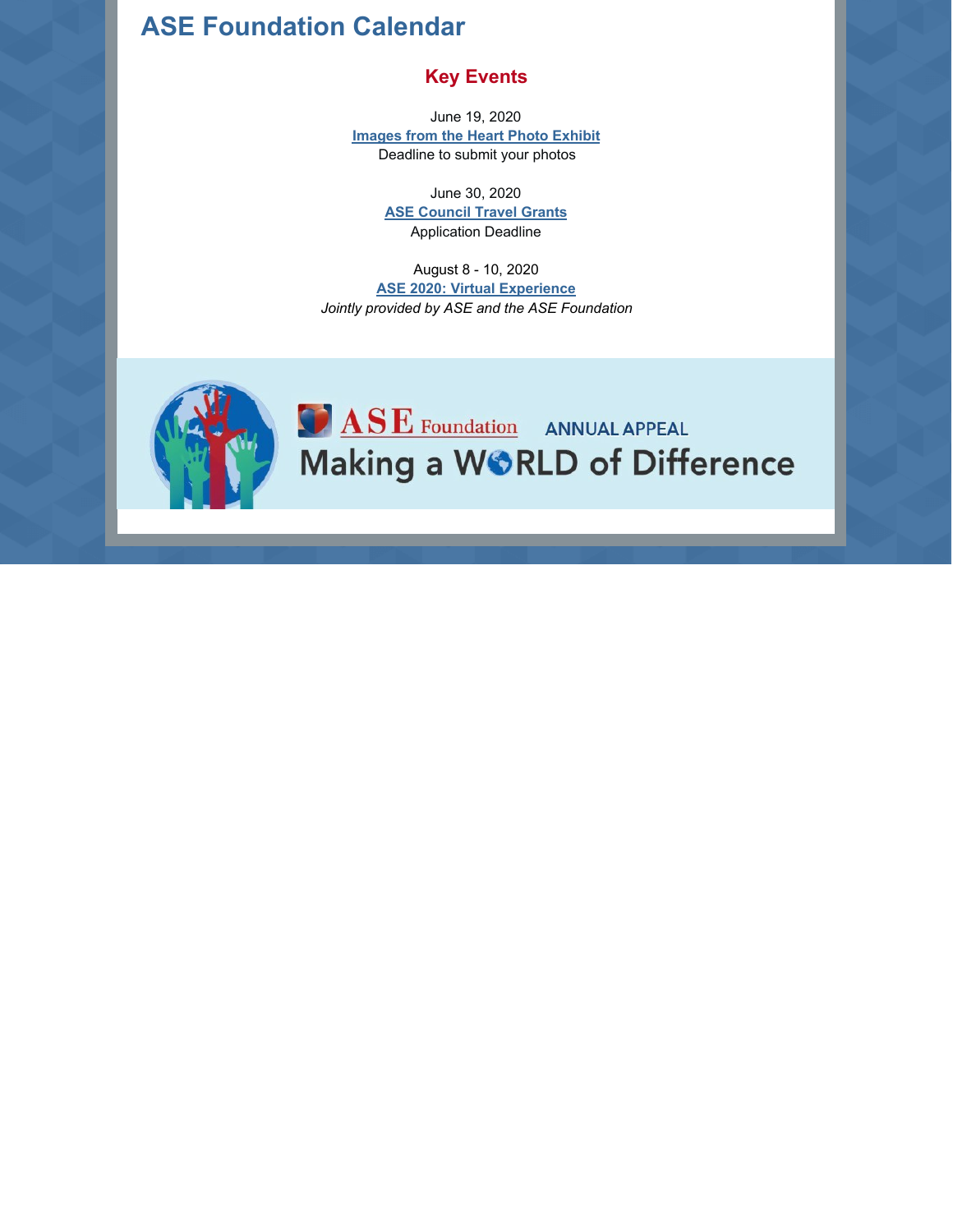# ASE Foundation Calendar

## Key Events

June 19, 2020
**Images from the Heart Photo Exhibit**
Deadline to submit your photos

June 30, 2020
**ASE Council Travel Grants**
Application Deadline

August 8 - 10, 2020
**ASE 2020: Virtual Experience**
*Jointly provided by ASE and the ASE Foundation*

ASE Foundation ANNUAL APPEAL
Making a WORLD of Difference